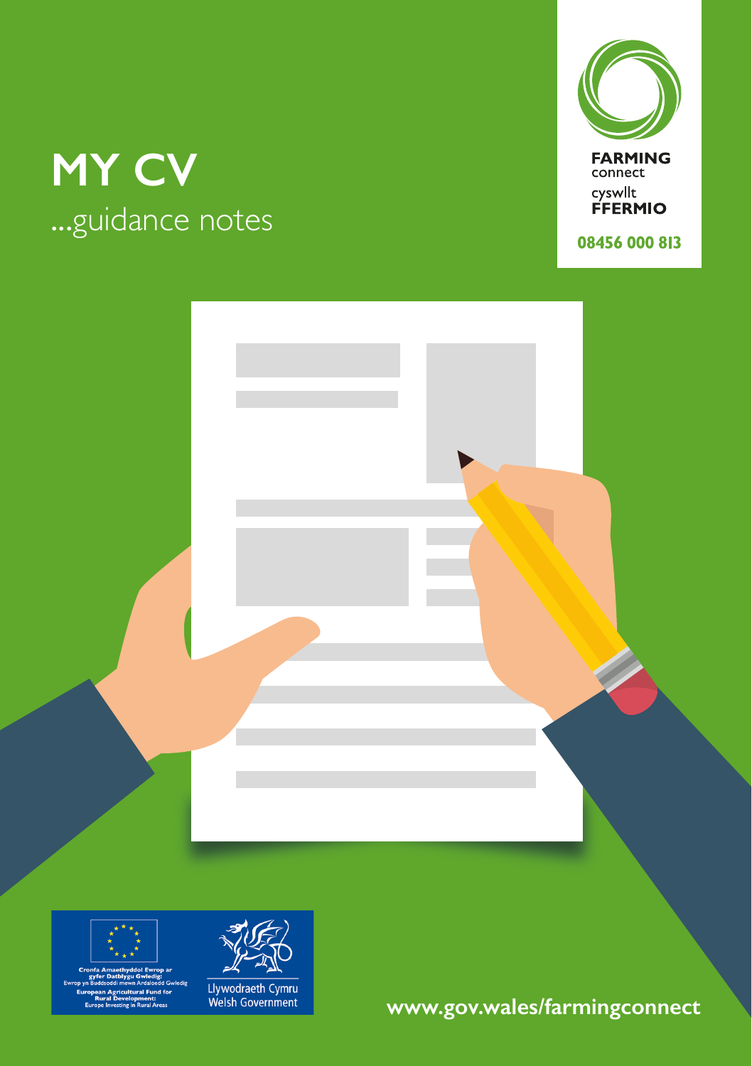# MY CV

...guidance notes

FARMING connect

cyswllt FFERMIO

08456 000 813

Cronfa Amaethyddol Ewrop ar gyfer Datblygu Gwledig: Ewrop yn Buddsoddi mewn Ardaloedd Gwledig

European Agricultural Fund for Rural Development: Europe Investing in Rural Areas

Llywodraeth Cymru
Welsh Government

www.gov.wales/farmingconnect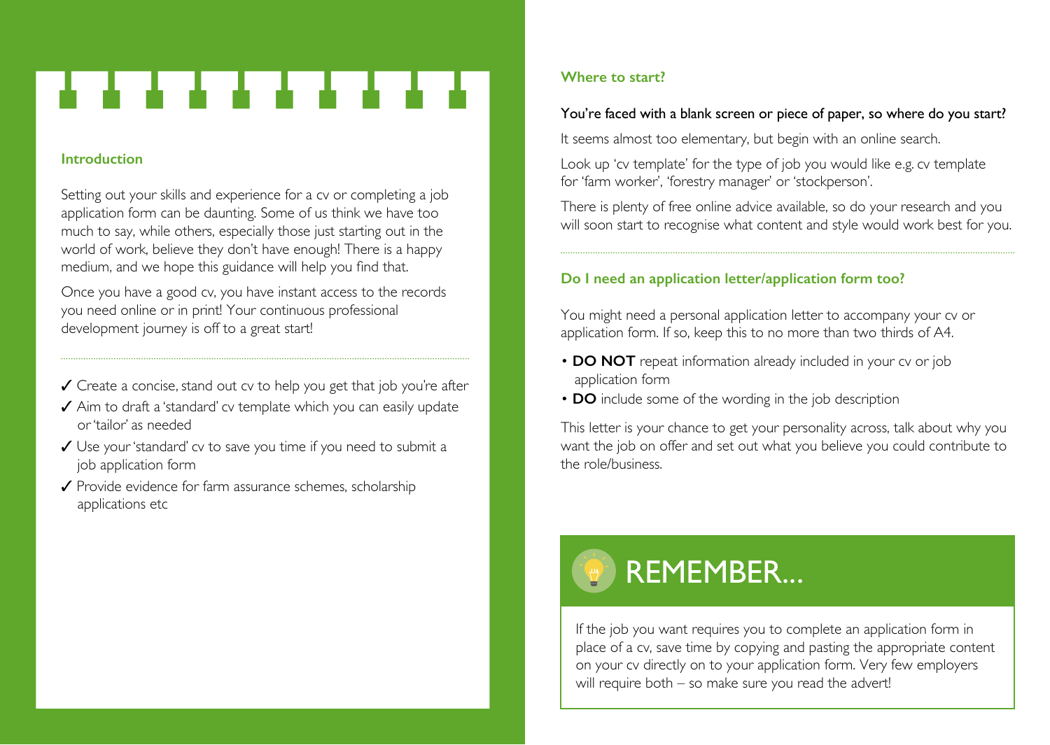## Introduction

Setting out your skills and experience for a cv or completing a job application form can be daunting. Some of us think we have too much to say, while others, especially those just starting out in the world of work, believe they don't have enough! There is a happy medium, and we hope this guidance will help you find that.

Once you have a good cv, you have instant access to the records you need online or in print! Your continuous professional development journey is off to a great start!

---

✓ Create a concise, stand out cv to help you get that job you're after
✓ Aim to draft a 'standard' cv template which you can easily update or 'tailor' as needed
✓ Use your 'standard' cv to save you time if you need to submit a job application form
✓ Provide evidence for farm assurance schemes, scholarship applications etc

## Where to start?

You're faced with a blank screen or piece of paper, so where do you start?

It seems almost too elementary, but begin with an online search.

Look up 'cv template' for the type of job you would like e.g. cv template for 'farm worker', 'forestry manager' or 'stockperson'.

There is plenty of free online advice available, so do your research and you will soon start to recognise what content and style would work best for you.

---

## Do I need an application letter/application form too?

You might need a personal application letter to accompany your cv or application form. If so, keep this to no more than two thirds of A4.

- **DO NOT** repeat information already included in your cv or job application form
- **DO** include some of the wording in the job description

This letter is your chance to get your personality across, talk about why you want the job on offer and set out what you believe you could contribute to the role/business.

## REMEMBER...

If the job you want requires you to complete an application form in place of a cv, save time by copying and pasting the appropriate content on your cv directly on to your application form. Very few employers will require both – so make sure you read the advert!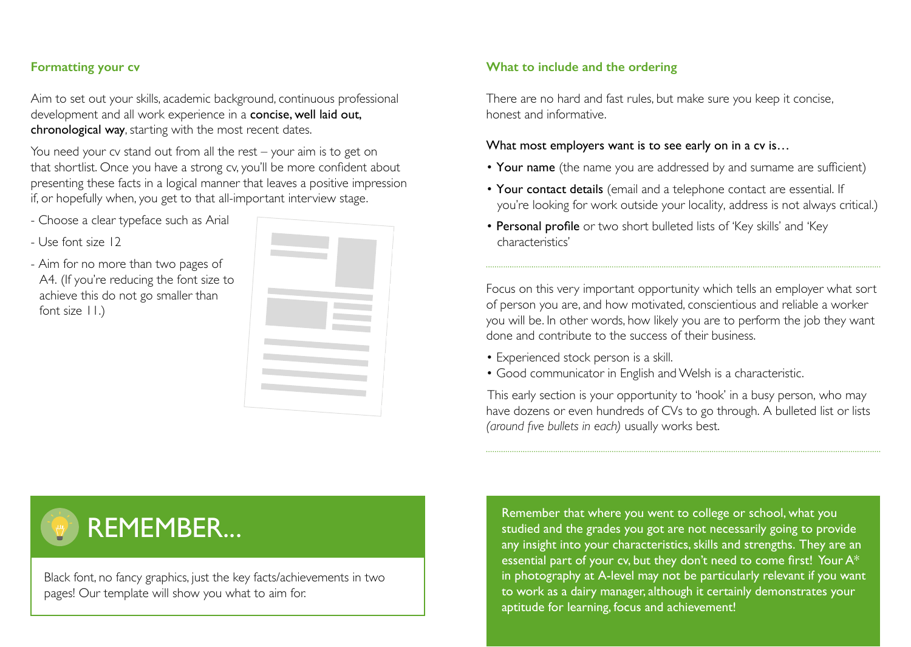## Formatting your cv

Aim to set out your skills, academic background, continuous professional development and all work experience in a **concise, well laid out, chronological way**, starting with the most recent dates.

You need your cv stand out from all the rest – your aim is to get on that shortlist. Once you have a strong cv, you'll be more confident about presenting these facts in a logical manner that leaves a positive impression if, or hopefully when, you get to that all-important interview stage.

- Choose a clear typeface such as Arial
- Use font size 12
- Aim for no more than two pages of A4. (If you're reducing the font size to achieve this do not go smaller than font size 11.)

## REMEMBER...

Black font, no fancy graphics, just the key facts/achievements in two pages! Our template will show you what to aim for.

## What to include and the ordering

There are no hard and fast rules, but make sure you keep it concise, honest and informative.

What most employers want is to see early on in a cv is…

- **Your name** (the name you are addressed by and surname are sufficient)
- **Your contact details** (email and a telephone contact are essential. If you're looking for work outside your locality, address is not always critical.)
- **Personal profile** or two short bulleted lists of 'Key skills' and 'Key characteristics'

---

Focus on this very important opportunity which tells an employer what sort of person you are, and how motivated, conscientious and reliable a worker you will be. In other words, how likely you are to perform the job they want done and contribute to the success of their business.

- Experienced stock person is a skill.
- Good communicator in English and Welsh is a characteristic.

This early section is your opportunity to 'hook' in a busy person, who may have dozens or even hundreds of CVs to go through. A bulleted list or lists *(around five bullets in each)* usually works best.

---

Remember that where you went to college or school, what you studied and the grades you got are not necessarily going to provide any insight into your characteristics, skills and strengths. They are an essential part of your cv, but they don't need to come first! Your A* in photography at A-level may not be particularly relevant if you want to work as a dairy manager, although it certainly demonstrates your aptitude for learning, focus and achievement!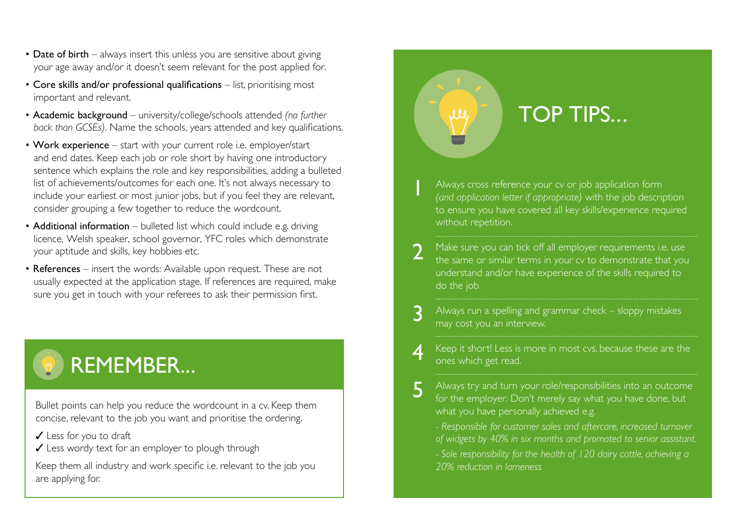- **Date of birth** – always insert this unless you are sensitive about giving your age away and/or it doesn't seem relevant for the post applied for.
- **Core skills and/or professional qualifications** – list, prioritising most important and relevant.
- **Academic background** – university/college/schools attended *(no further back than GCSEs)*. Name the schools, years attended and key qualifications.
- **Work experience** – start with your current role i.e. employer/start and end dates. Keep each job or role short by having one introductory sentence which explains the role and key responsibilities, adding a bulleted list of achievements/outcomes for each one. It's not always necessary to include your earliest or most junior jobs, but if you feel they are relevant, consider grouping a few together to reduce the wordcount.
- **Additional information** – bulleted list which could include e.g. driving licence, Welsh speaker, school governor, YFC roles which demonstrate your aptitude and skills, key hobbies etc.
- **References** – insert the words: Available upon request. These are not usually expected at the application stage. If references are required, make sure you get in touch with your referees to ask their permission first.

## REMEMBER...

Bullet points can help you reduce the wordcount in a cv. Keep them concise, relevant to the job you want and prioritise the ordering.

✓ Less for you to draft
✓ Less wordy text for an employer to plough through

Keep them all industry and work specific i.e. relevant to the job you are applying for.

## TOP TIPS...

1. Always cross reference your cv or job application form *(and application letter if appropriate)* with the job description to ensure you have covered all key skills/experience required without repetition.
2. Make sure you can tick off all employer requirements i.e. use the same or similar terms in your cv to demonstrate that you understand and/or have experience of the skills required to do the job.
3. Always run a spelling and grammar check – sloppy mistakes may cost you an interview.
4. Keep it short! Less is more in most cvs, because these are the ones which get read.
5. Always try and turn your role/responsibilities into an outcome for the employer. Don't merely say what you have done, but what you have personally achieved e.g.

   *- Responsible for customer sales and aftercare, increased turnover of widgets by 40% in six months and promoted to senior assistant.*

   *- Sole responsibility for the health of 120 dairy cattle, achieving a 20% reduction in lameness*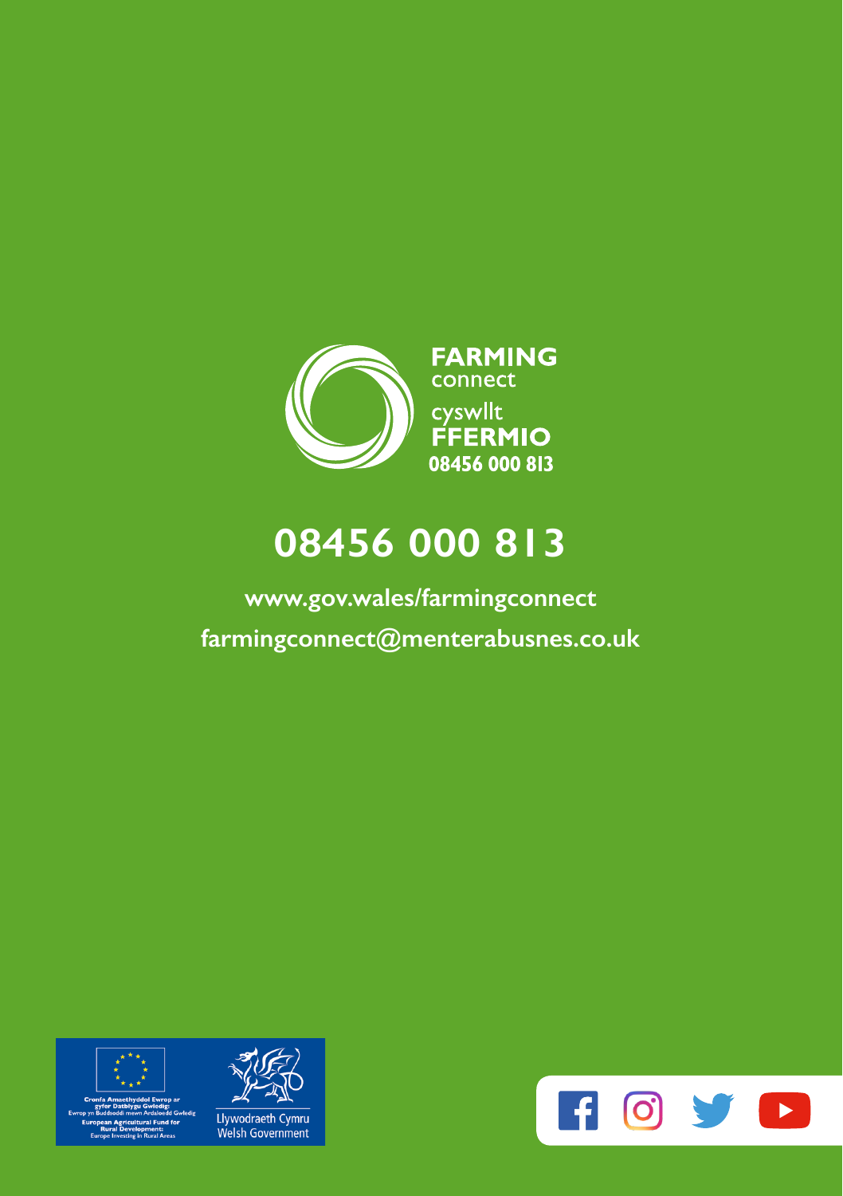FARMING
connect
cyswllt
FFERMIO
08456 000 813

# 08456 000 813

www.gov.wales/farmingconnect

farmingconnect@menterabusnes.co.uk

Cronfa Amaethyddol Ewrop ar gyfer Datblygu Gwledig: Ewrop yn Buddsoddi mewn Ardaloedd Gwledig
European Agricultural Fund for Rural Development: Europe Investing in Rural Areas

Llywodraeth Cymru
Welsh Government